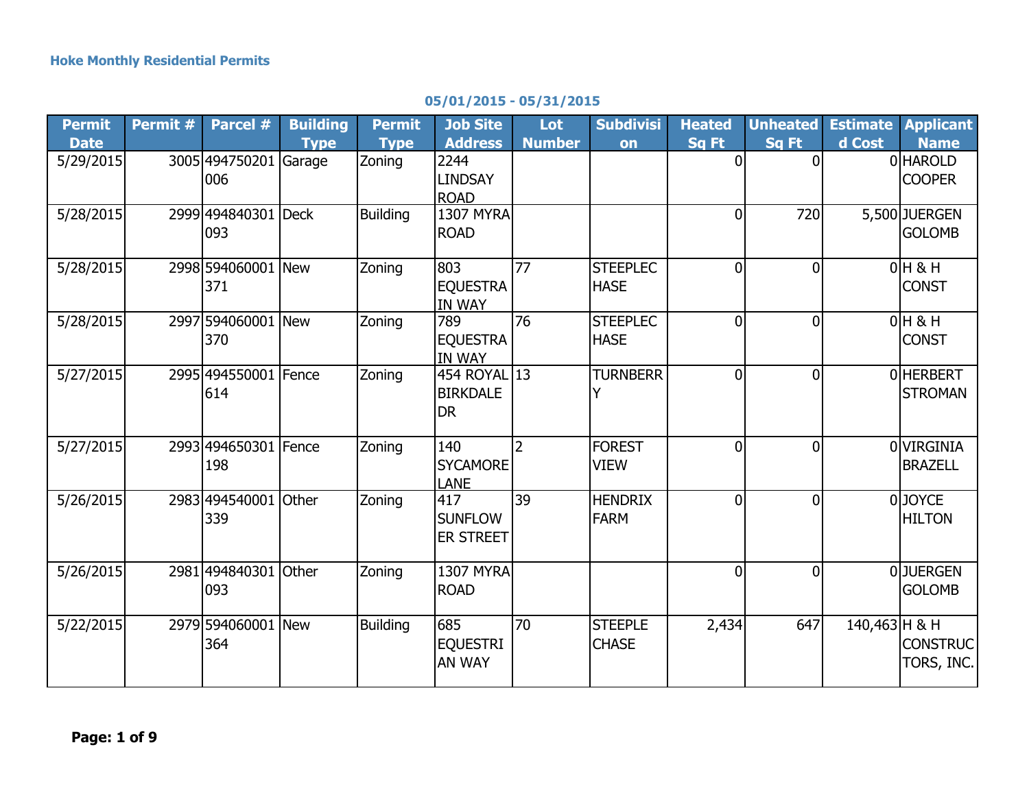**Hoke Monthly Residential Permits**

**05/01/2015 - 05/31/2015**

| Permit Date | Permit # | Parcel # | Building Type | Permit Type | Job Site Address | Lot Number | Subdivision | Heated Sq Ft | Unheated Sq Ft | Estimated Cost | Applicant Name |
|---|---|---|---|---|---|---|---|---|---|---|---|
| 5/29/2015 | 3005 | 494750201006 | Garage | Zoning | 2244 LINDSAY ROAD | | | 0 | 0 | 0 | HAROLD COOPER |
| 5/28/2015 | 2999 | 494840301093 | Deck | Building | 1307 MYRA ROAD | | | 0 | 720 | 5,500 | JUERGEN GOLOMB |
| 5/28/2015 | 2998 | 594060001371 | New | Zoning | 803 EQUESTRAIN WAY | 77 | STEEPLECHASE | 0 | 0 | 0 | H & H CONST |
| 5/28/2015 | 2997 | 594060001370 | New | Zoning | 789 EQUESTRAIN WAY | 76 | STEEPLECHASE | 0 | 0 | 0 | H & H CONST |
| 5/27/2015 | 2995 | 494550001614 | Fence | Zoning | 454 ROYAL BIRKDALE DR | 13 | TURNBERRY | 0 | 0 | 0 | HERBERT STROMAN |
| 5/27/2015 | 2993 | 494650301198 | Fence | Zoning | 140 SYCAMORE LANE | 2 | FOREST VIEW | 0 | 0 | 0 | VIRGINIA BRAZELL |
| 5/26/2015 | 2983 | 494540001339 | Other | Zoning | 417 SUNFLOWER STREET | 39 | HENDRIX FARM | 0 | 0 | 0 | JOYCE HILTON |
| 5/26/2015 | 2981 | 494840301093 | Other | Zoning | 1307 MYRA ROAD | | | 0 | 0 | 0 | JUERGEN GOLOMB |
| 5/22/2015 | 2979 | 594060001364 | New | Building | 685 EQUESTRIAN WAY | 70 | STEEPLE CHASE | 2,434 | 647 | 140,463 | H & H CONSTRUCTORS, INC. |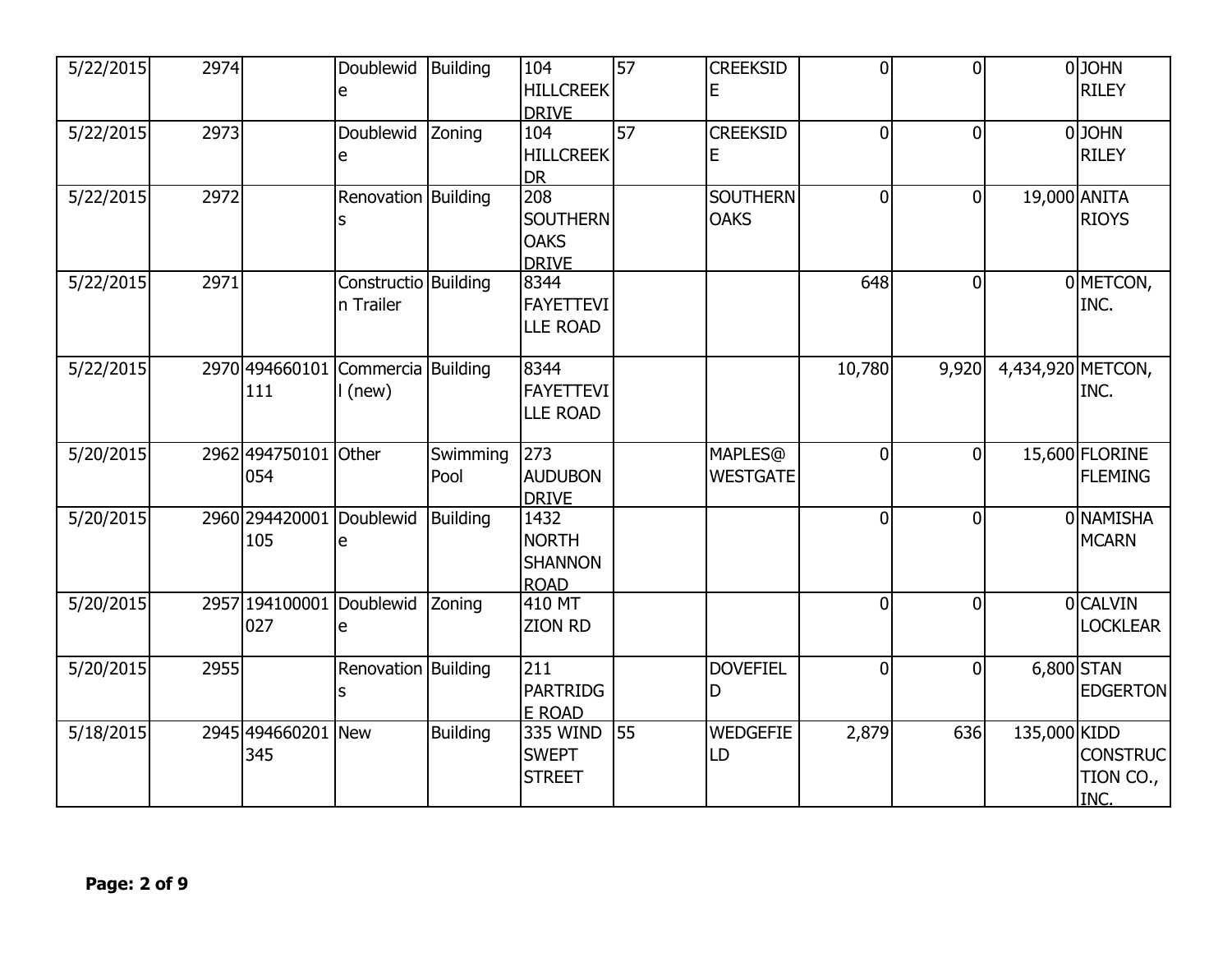| | | | | | | | | | | | |
|---|---|---|---|---|---|---|---|---|---|---|---|
| 5/22/2015 | 2974 | | Doublewide | Building | 104 HILLCREEK DRIVE | 57 | CREEKSIDE | 0 | 0 | 0 | JOHN RILEY |
| 5/22/2015 | 2973 | | Doublewide | Zoning | 104 HILLCREEK DR | 57 | CREEKSIDE | 0 | 0 | 0 | JOHN RILEY |
| 5/22/2015 | 2972 | | Renovations | Building | 208 SOUTHERN OAKS DRIVE | | SOUTHERN OAKS | 0 | 0 | 19,000 | ANITA RIOYS |
| 5/22/2015 | 2971 | | Construction Trailer | Building | 8344 FAYETTEVILLE ROAD | | | 648 | 0 | 0 | METCON, INC. |
| 5/22/2015 | 2970 | 494660101111 | Commercial (new) | Building | 8344 FAYETTEVILLE ROAD | | | 10,780 | 9,920 | 4,434,920 | METCON, INC. |
| 5/20/2015 | 2962 | 494750101054 | Other | Swimming Pool | 273 AUDUBON DRIVE | | MAPLES@WESTGATE | 0 | 0 | 15,600 | FLORINE FLEMING |
| 5/20/2015 | 2960 | 294420001105 | Doublewide | Building | 1432 NORTH SHANNON ROAD | | | 0 | 0 | 0 | NAMISHA MCARN |
| 5/20/2015 | 2957 | 194100001027 | Doublewide | Zoning | 410 MT ZION RD | | | 0 | 0 | 0 | CALVIN LOCKLEAR |
| 5/20/2015 | 2955 | | Renovations | Building | 211 PARTRIDGE ROAD | | DOVEFIELD | 0 | 0 | 6,800 | STAN EDGERTON |
| 5/18/2015 | 2945 | 494660201345 | New | Building | 335 WIND SWEPT STREET | 55 | WEDGEFIELD | 2,879 | 636 | 135,000 | KIDD CONSTRUCTION CO., INC. |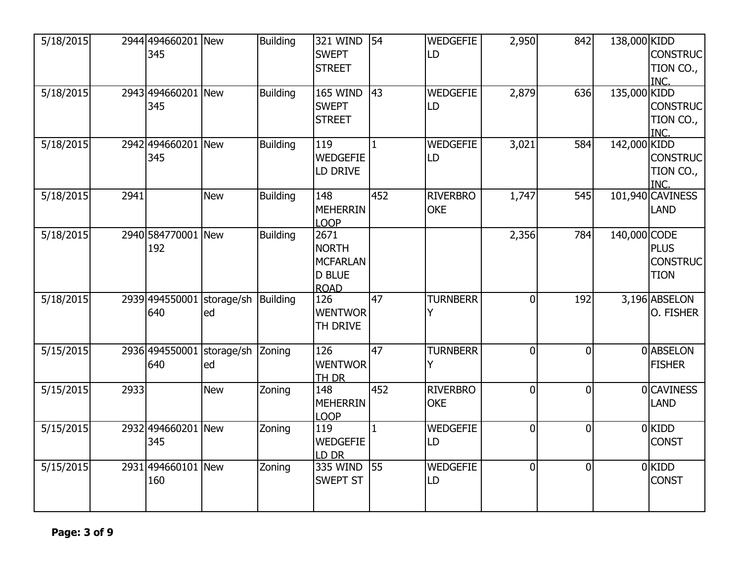| | | | | | | | | | | | |
|---|---|---|---|---|---|---|---|---|---|---|---|
| 5/18/2015 | 2944 | 494660201345 | New | Building | 321 WIND SWEPT STREET | 54 | WEDGEFIELD | 2,950 | 842 | 138,000 | KIDD CONSTRUCTION CO., INC. |
| 5/18/2015 | 2943 | 494660201345 | New | Building | 165 WIND SWEPT STREET | 43 | WEDGEFIELD | 2,879 | 636 | 135,000 | KIDD CONSTRUCTION CO., INC. |
| 5/18/2015 | 2942 | 494660201345 | New | Building | 119 WEDGEFIELD DRIVE | 1 | WEDGEFIELD | 3,021 | 584 | 142,000 | KIDD CONSTRUCTION CO., INC. |
| 5/18/2015 | 2941 | | New | Building | 148 MEHERRIN LOOP | 452 | RIVERBROOKE | 1,747 | 545 | 101,940 | CAVINESS LAND |
| 5/18/2015 | 2940 | 584770001192 | New | Building | 2671 NORTH MCFARLAND BLUE ROAD | | | 2,356 | 784 | 140,000 | CODE PLUS CONSTRUCTION |
| 5/18/2015 | 2939 | 494550001640 | storage/shed | Building | 126 WENTWORTH DRIVE | 47 | TURNBERRY | 0 | 192 | 3,196 | ABSELON O. FISHER |
| 5/15/2015 | 2936 | 494550001640 | storage/shed | Zoning | 126 WENTWORTH DR | 47 | TURNBERRY | 0 | 0 | 0 | ABSELON FISHER |
| 5/15/2015 | 2933 | | New | Zoning | 148 MEHERRIN LOOP | 452 | RIVERBROOKE | 0 | 0 | 0 | CAVINESS LAND |
| 5/15/2015 | 2932 | 494660201345 | New | Zoning | 119 WEDGEFIELD DR | 1 | WEDGEFIELD | 0 | 0 | 0 | KIDD CONST |
| 5/15/2015 | 2931 | 494660101160 | New | Zoning | 335 WIND SWEPT ST | 55 | WEDGEFIELD | 0 | 0 | 0 | KIDD CONST |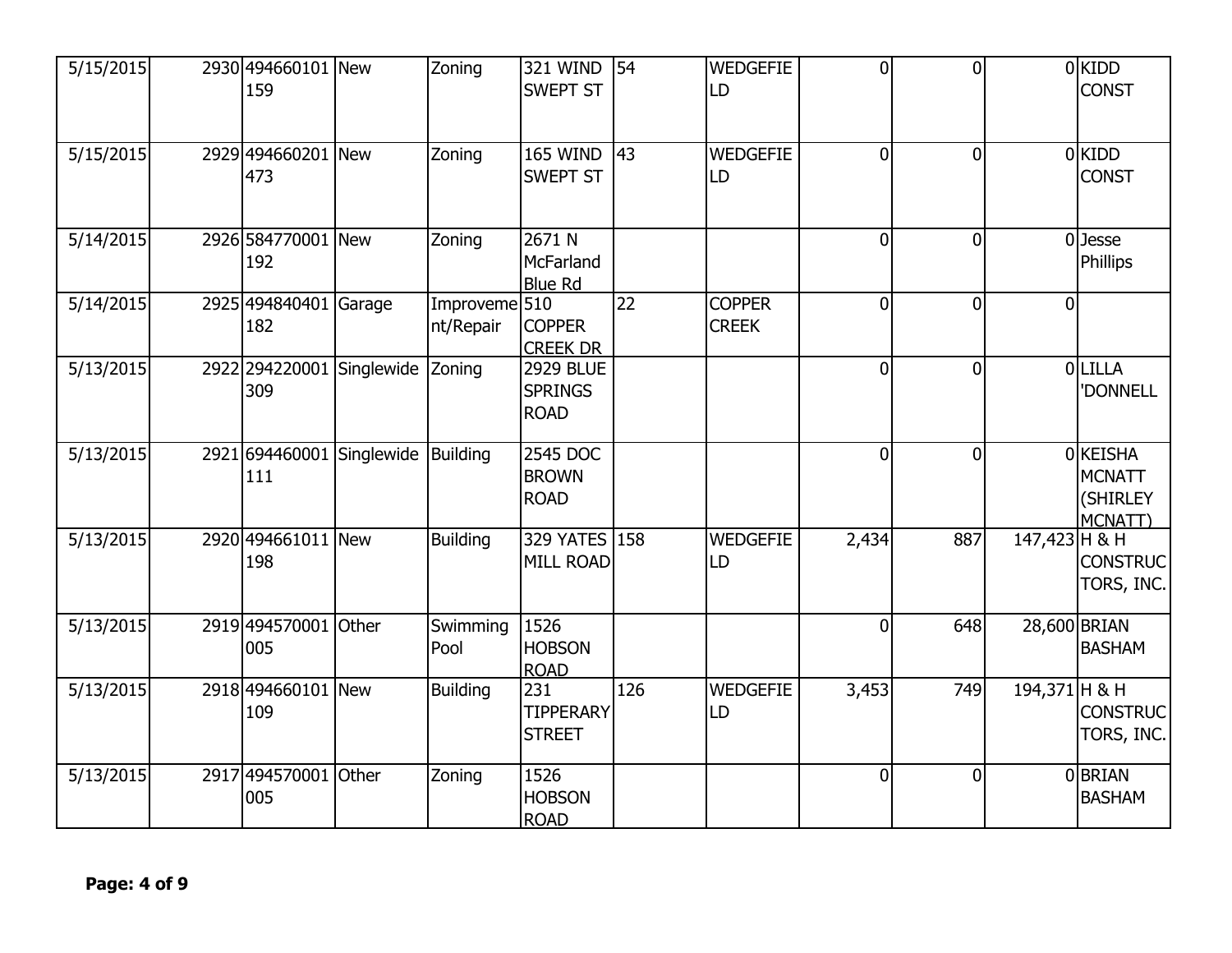| | | | | | | | | | | | |
|---|---|---|---|---|---|---|---|---|---|---|---|
| 5/15/2015 | 2930 | 494660101 159 | New | Zoning | 321 WIND SWEPT ST | 54 | WEDGEFIELD | 0 | 0 | 0 | KIDD CONST |
| 5/15/2015 | 2929 | 494660201 473 | New | Zoning | 165 WIND SWEPT ST | 43 | WEDGEFIELD | 0 | 0 | 0 | KIDD CONST |
| 5/14/2015 | 2926 | 584770001 192 | New | Zoning | 2671 N McFarland Blue Rd | | | 0 | 0 | 0 | Jesse Phillips |
| 5/14/2015 | 2925 | 494840401 182 | Garage | Improvement/Repair | 510 COPPER CREEK DR | 22 | COPPER CREEK | 0 | 0 | 0 | |
| 5/13/2015 | 2922 | 294220001 309 | Singlewide | Zoning | 2929 BLUE SPRINGS ROAD | | | 0 | 0 | 0 | LILLA 'DONNELL |
| 5/13/2015 | 2921 | 694460001 111 | Singlewide | Building | 2545 DOC BROWN ROAD | | | 0 | 0 | 0 | KEISHA MCNATT (SHIRLEY MCNATT) |
| 5/13/2015 | 2920 | 494661011 198 | New | Building | 329 YATES MILL ROAD | 158 | WEDGEFIELD | 2,434 | 887 | 147,423 | H & H CONSTRUCTORS, INC. |
| 5/13/2015 | 2919 | 494570001 005 | Other | Swimming Pool | 1526 HOBSON ROAD | | | 0 | 648 | 28,600 | BRIAN BASHAM |
| 5/13/2015 | 2918 | 494660101 109 | New | Building | 231 TIPPERARY STREET | 126 | WEDGEFIELD | 3,453 | 749 | 194,371 | H & H CONSTRUCTORS, INC. |
| 5/13/2015 | 2917 | 494570001 005 | Other | Zoning | 1526 HOBSON ROAD | | | 0 | 0 | 0 | BRIAN BASHAM |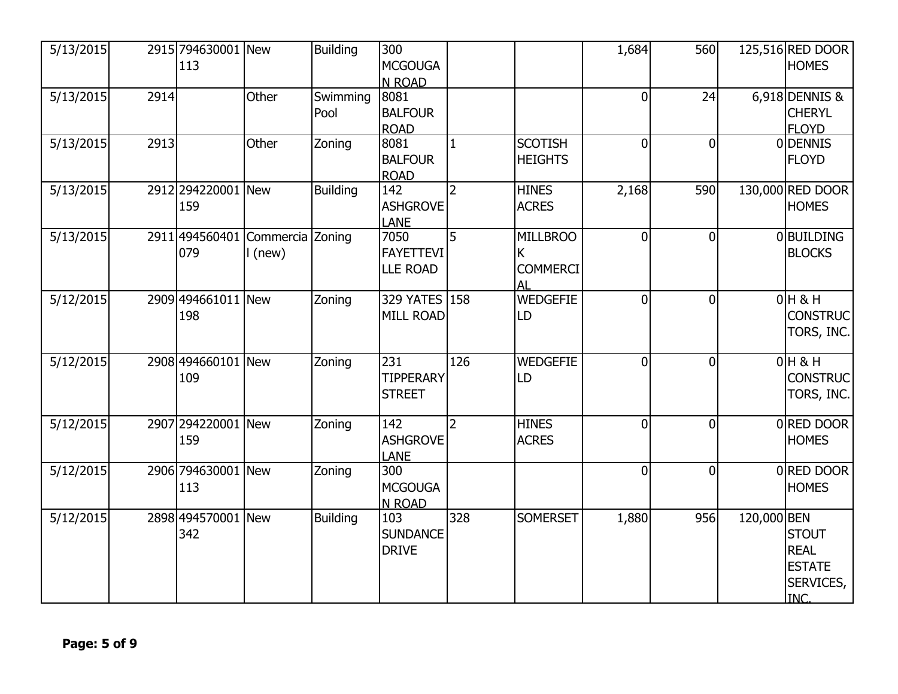| | | | | | | | | | | | |
|---|---|---|---|---|---|---|---|---|---|---|---|
| 5/13/2015 | 2915 | 794630001 113 | New | Building | 300 MCGOUGAN ROAD | | | 1,684 | 560 | 125,516 | RED DOOR HOMES |
| 5/13/2015 | 2914 | | Other | Swimming Pool | 8081 BALFOUR ROAD | | | 0 | 24 | 6,918 | DENNIS & CHERYL FLOYD |
| 5/13/2015 | 2913 | | Other | Zoning | 8081 BALFOUR ROAD | 1 | SCOTISH HEIGHTS | 0 | 0 | 0 | DENNIS FLOYD |
| 5/13/2015 | 2912 | 294220001 159 | New | Building | 142 ASHGROVE LANE | 2 | HINES ACRES | 2,168 | 590 | 130,000 | RED DOOR HOMES |
| 5/13/2015 | 2911 | 494560401 079 | Commercial (new) | Zoning | 7050 FAYETTEVILLE ROAD | 5 | MILLBROOK COMMERCIAL | 0 | 0 | 0 | BUILDING BLOCKS |
| 5/12/2015 | 2909 | 494661011 198 | New | Zoning | 329 YATES MILL ROAD | 158 | WEDGEFIELD | 0 | 0 | 0 | H & H CONSTRUCTORS, INC. |
| 5/12/2015 | 2908 | 494660101 109 | New | Zoning | 231 TIPPERARY STREET | 126 | WEDGEFIELD | 0 | 0 | 0 | H & H CONSTRUCTORS, INC. |
| 5/12/2015 | 2907 | 294220001 159 | New | Zoning | 142 ASHGROVE LANE | 2 | HINES ACRES | 0 | 0 | 0 | RED DOOR HOMES |
| 5/12/2015 | 2906 | 794630001 113 | New | Zoning | 300 MCGOUGAN ROAD | | | 0 | 0 | 0 | RED DOOR HOMES |
| 5/12/2015 | 2898 | 494570001 342 | New | Building | 103 SUNDANCE DRIVE | 328 | SOMERSET | 1,880 | 956 | 120,000 | BEN STOUT REAL ESTATE SERVICES, INC. |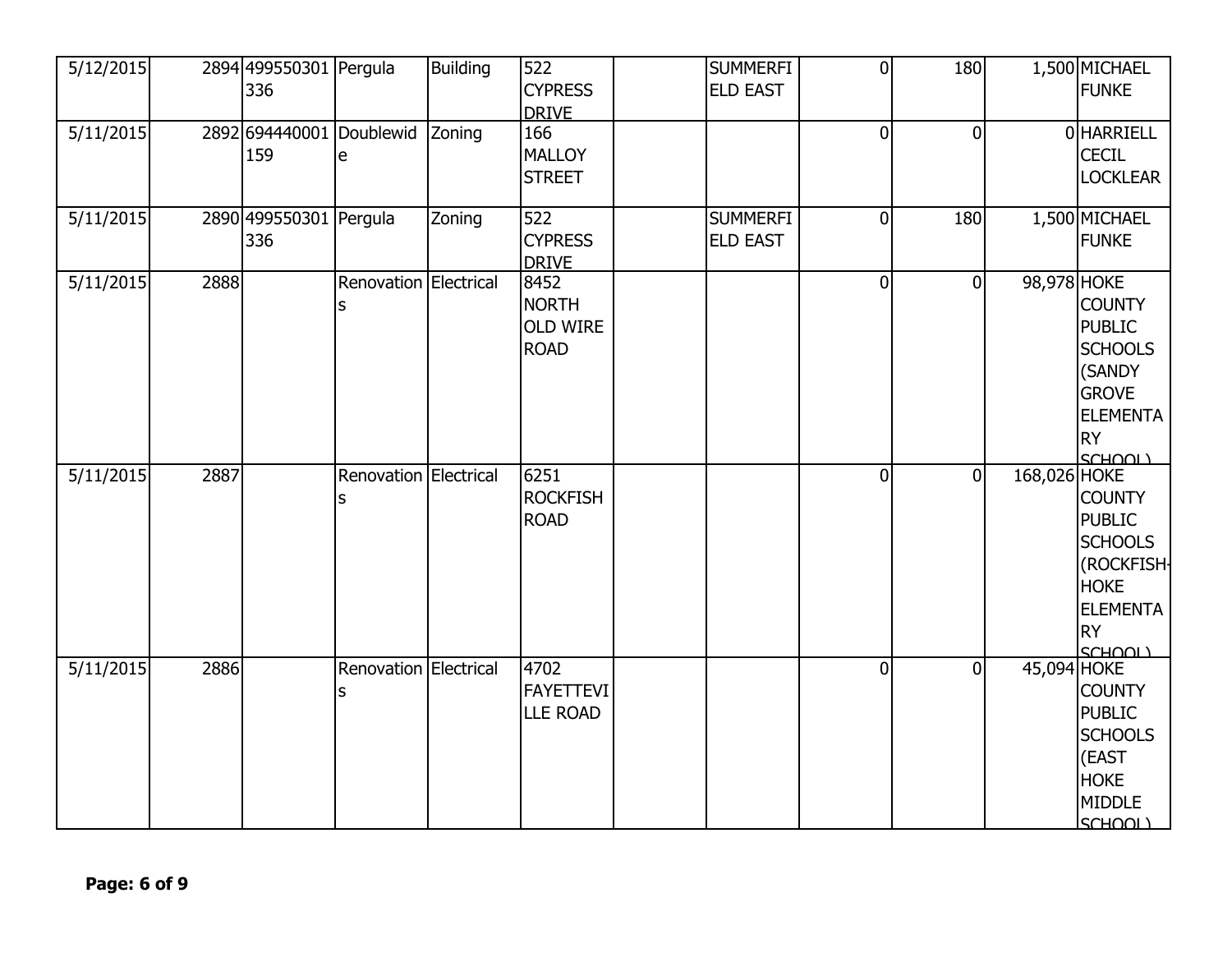| | | | | | | | | | | | |
|---|---|---|---|---|---|---|---|---|---|---|---|
| 5/12/2015 | 2894 | 499550301336 | Pergula | Building | 522 CYPRESS DRIVE | | SUMMERFIELD EAST | 0 | 180 | 1,500 | MICHAEL FUNKE |
| 5/11/2015 | 2892 | 694440001159 | Doublewide | Zoning | 166 MALLOY STREET | | | 0 | 0 | 0 | HARRIELL CECIL LOCKLEAR |
| 5/11/2015 | 2890 | 499550301336 | Pergula | Zoning | 522 CYPRESS DRIVE | | SUMMERFIELD EAST | 0 | 180 | 1,500 | MICHAEL FUNKE |
| 5/11/2015 | 2888 | | Renovations | Electrical | 8452 NORTH OLD WIRE ROAD | | | 0 | 0 | 98,978 | HOKE COUNTY PUBLIC SCHOOLS (SANDY GROVE ELEMENTARY SCHOOL) |
| 5/11/2015 | 2887 | | Renovations | Electrical | 6251 ROCKFISH ROAD | | | 0 | 0 | 168,026 | HOKE COUNTY PUBLIC SCHOOLS (ROCKFISH-HOKE ELEMENTARY SCHOOL) |
| 5/11/2015 | 2886 | | Renovations | Electrical | 4702 FAYETTEVILLE ROAD | | | 0 | 0 | 45,094 | HOKE COUNTY PUBLIC SCHOOLS (EAST HOKE MIDDLE SCHOOL) |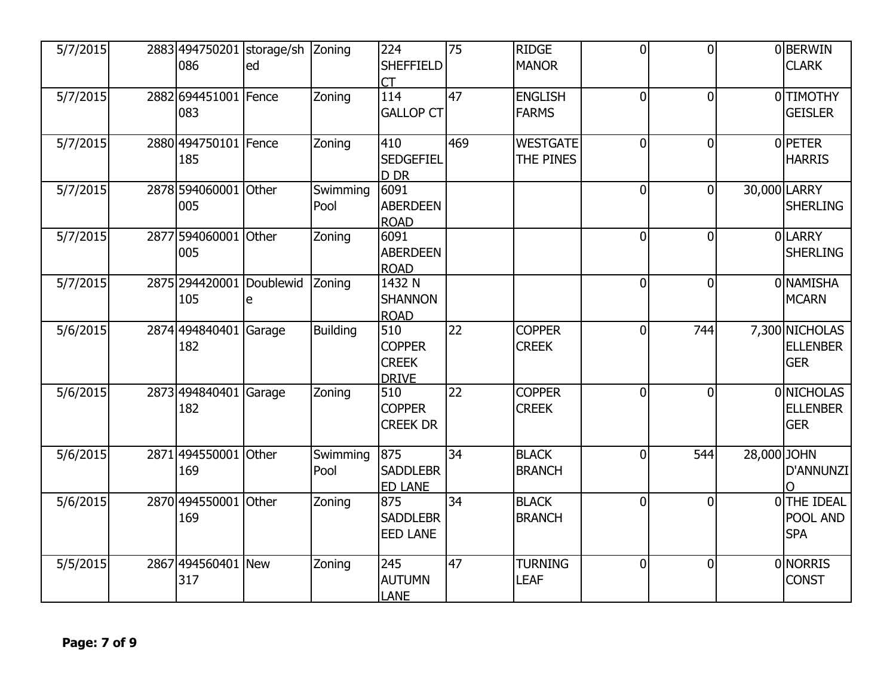| | | | | | | | | | | | |
|---|---|---|---|---|---|---|---|---|---|---|---|
| 5/7/2015 | 2883 | 494750201086 | storage/shed | Zoning | 224 SHEFFIELD CT | 75 | RIDGE MANOR | 0 | 0 | 0 | BERWIN CLARK |
| 5/7/2015 | 2882 | 694451001083 | Fence | Zoning | 114 GALLOP CT | 47 | ENGLISH FARMS | 0 | 0 | 0 | TIMOTHY GEISLER |
| 5/7/2015 | 2880 | 494750101185 | Fence | Zoning | 410 SEDGEFIELD DR | 469 | WESTGATE THE PINES | 0 | 0 | 0 | PETER HARRIS |
| 5/7/2015 | 2878 | 594060001005 | Other | Swimming Pool | 6091 ABERDEEN ROAD | | | 0 | 0 | 30,000 | LARRY SHERLING |
| 5/7/2015 | 2877 | 594060001005 | Other | Zoning | 6091 ABERDEEN ROAD | | | 0 | 0 | 0 | LARRY SHERLING |
| 5/7/2015 | 2875 | 294420001105 | Doublewide | Zoning | 1432 N SHANNON ROAD | | | 0 | 0 | 0 | NAMISHA MCARN |
| 5/6/2015 | 2874 | 494840401182 | Garage | Building | 510 COPPER CREEK DRIVE | 22 | COPPER CREEK | 0 | 744 | 7,300 | NICHOLAS ELLENBERGER |
| 5/6/2015 | 2873 | 494840401182 | Garage | Zoning | 510 COPPER CREEK DR | 22 | COPPER CREEK | 0 | 0 | 0 | NICHOLAS ELLENBERGER |
| 5/6/2015 | 2871 | 494550001169 | Other | Swimming Pool | 875 SADDLEBRED LANE | 34 | BLACK BRANCH | 0 | 544 | 28,000 | JOHN D'ANNUNZIO |
| 5/6/2015 | 2870 | 494550001169 | Other | Zoning | 875 SADDLEBREED LANE | 34 | BLACK BRANCH | 0 | 0 | 0 | THE IDEAL POOL AND SPA |
| 5/5/2015 | 2867 | 494560401317 | New | Zoning | 245 AUTUMN LANE | 47 | TURNING LEAF | 0 | 0 | 0 | NORRIS CONST |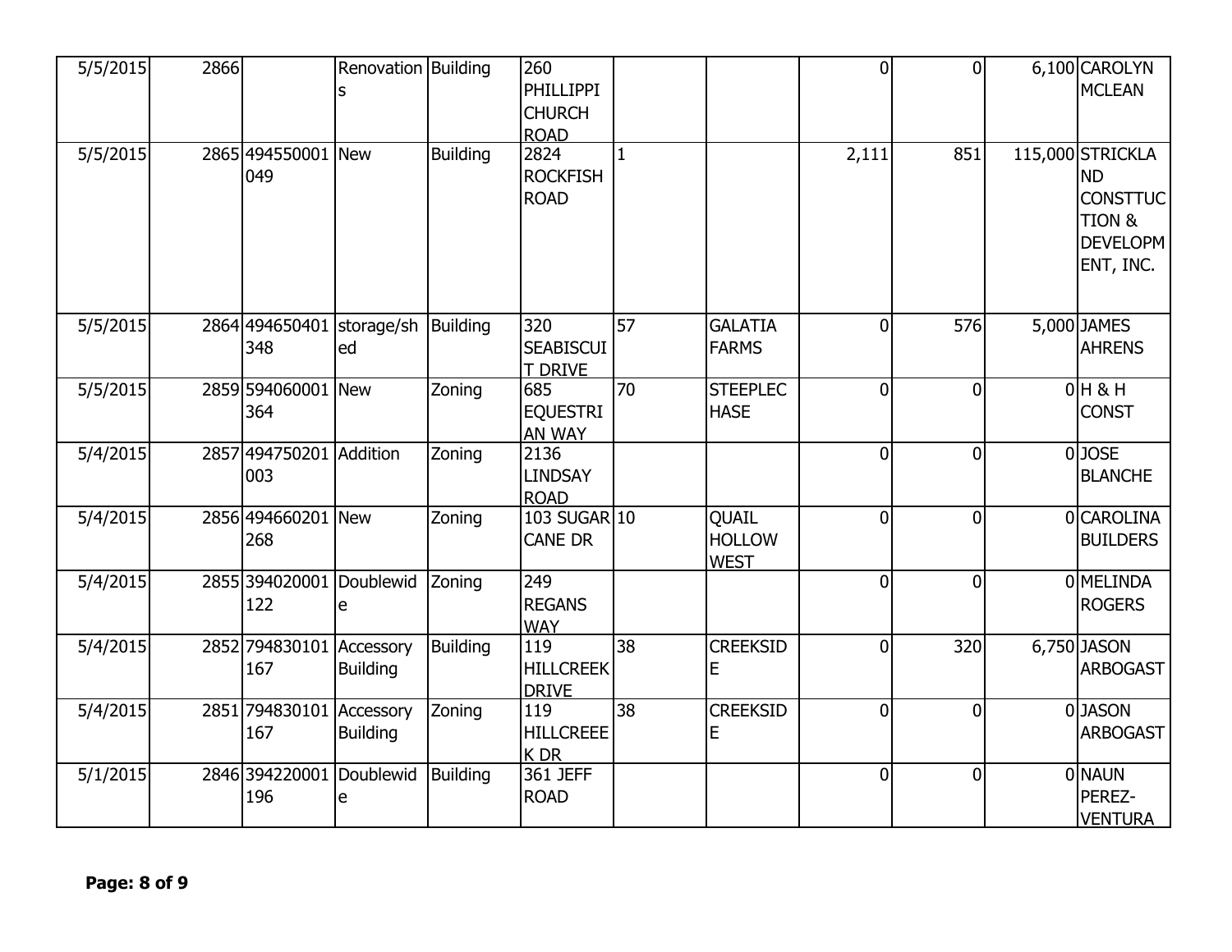| 5/5/2015 | 2866 | | Renovations | Building | 260 PHILLIPPI CHURCH ROAD | | | 0 | 0 | 6,100 | CAROLYN MCLEAN |
|---|---|---|---|---|---|---|---|---|---|---|---|
| 5/5/2015 | 2865 | 494550001049 | New | Building | 2824 ROCKFISH ROAD | 1 | | 2,111 | 851 | 115,000 | STRICKLAND CONSTTUCTION & DEVELOPMENT, INC. |
| 5/5/2015 | 2864 | 494650401348 | storage/shed | Building | 320 SEABISCUIT DRIVE | 57 | GALATIA FARMS | 0 | 576 | 5,000 | JAMES AHRENS |
| 5/5/2015 | 2859 | 594060001364 | New | Zoning | 685 EQUESTRIAN WAY | 70 | STEEPLECHASE | 0 | 0 | 0 | H & H CONST |
| 5/4/2015 | 2857 | 494750201003 | Addition | Zoning | 2136 LINDSAY ROAD | | | 0 | 0 | 0 | JOSE BLANCHE |
| 5/4/2015 | 2856 | 494660201268 | New | Zoning | 103 SUGAR CANE DR | 10 | QUAIL HOLLOW WEST | 0 | 0 | 0 | CAROLINA BUILDERS |
| 5/4/2015 | 2855 | 394020001122 | Doublewide | Zoning | 249 REGANS WAY | | | 0 | 0 | 0 | MELINDA ROGERS |
| 5/4/2015 | 2852 | 794830101167 | Accessory Building | Building | 119 HILLCREEK DRIVE | 38 | CREEKSIDE | 0 | 320 | 6,750 | JASON ARBOGAST |
| 5/4/2015 | 2851 | 794830101167 | Accessory Building | Zoning | 119 HILLCREEEK DR | 38 | CREEKSIDE | 0 | 0 | 0 | JASON ARBOGAST |
| 5/1/2015 | 2846 | 394220001196 | Doublewide | Building | 361 JEFF ROAD | | | 0 | 0 | 0 | NAUN PEREZ-VENTURA |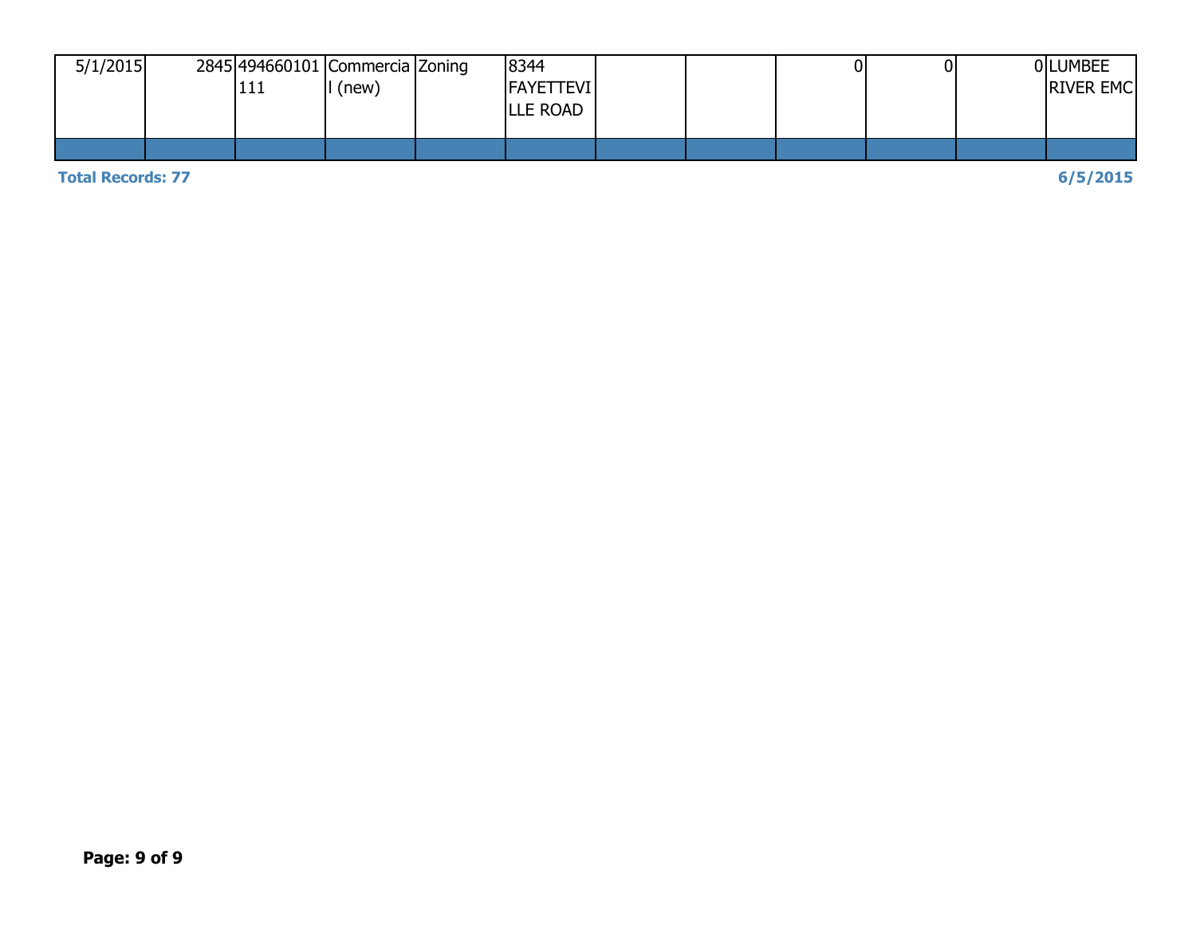| | | | | | | | | | | | |
|---|---|---|---|---|---|---|---|---|---|---|---|
| 5/1/2015 | 2845 | 494660101111 | Commercial (new) | Zoning | 8344 FAYETTEVILLE ROAD | | | 0 | 0 | 0 | LUMBEE RIVER EMC |
| | | | | | | | | | | | |

**Total Records: 77**

**6/5/2015**